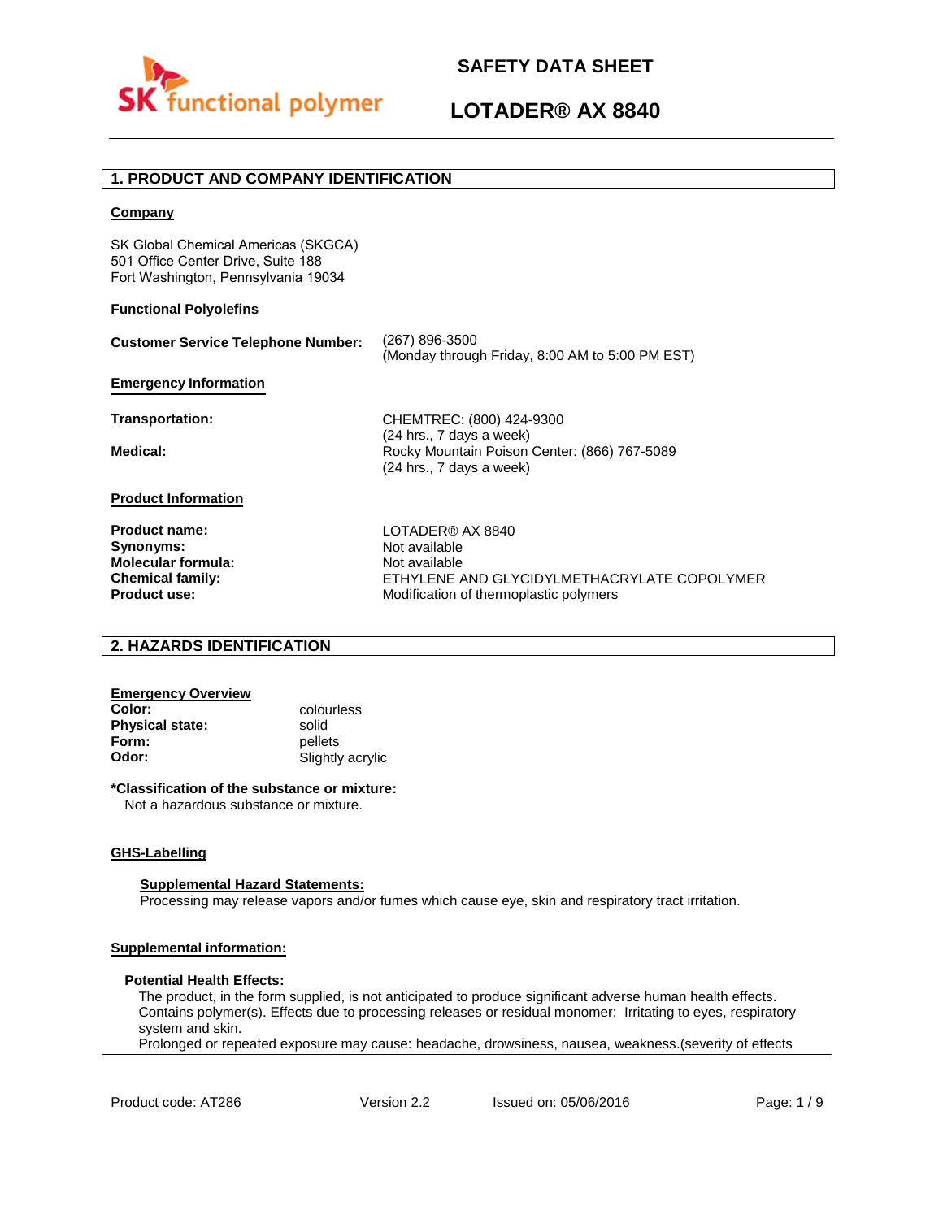# SAFETY DATA SHEET

# LOTADER® AX 8840

## 1. PRODUCT AND COMPANY IDENTIFICATION

**Company**

SK Global Chemical Americas (SKGCA)
501 Office Center Drive, Suite 188
Fort Washington, Pennsylvania 19034

**Functional Polyolefins**

**Customer Service Telephone Number:** (267) 896-3500
(Monday through Friday, 8:00 AM to 5:00 PM EST)

**Emergency Information**

**Transportation:** CHEMTREC: (800) 424-9300
(24 hrs., 7 days a week)

**Medical:** Rocky Mountain Poison Center: (866) 767-5089
(24 hrs., 7 days a week)

**Product Information**

**Product name:** LOTADER® AX 8840
**Synonyms:** Not available
**Molecular formula:** Not available
**Chemical family:** ETHYLENE AND GLYCIDYLMETHACRYLATE COPOLYMER
**Product use:** Modification of thermoplastic polymers

## 2. HAZARDS IDENTIFICATION

**Emergency Overview**

**Color:** colourless
**Physical state:** solid
**Form:** pellets
**Odor:** Slightly acrylic

**\*Classification of the substance or mixture:**
Not a hazardous substance or mixture.

**GHS-Labelling**

**Supplemental Hazard Statements:**
Processing may release vapors and/or fumes which cause eye, skin and respiratory tract irritation.

**Supplemental information:**

**Potential Health Effects:**
The product, in the form supplied, is not anticipated to produce significant adverse human health effects. Contains polymer(s). Effects due to processing releases or residual monomer: Irritating to eyes, respiratory system and skin.
Prolonged or repeated exposure may cause: headache, drowsiness, nausea, weakness.(severity of effects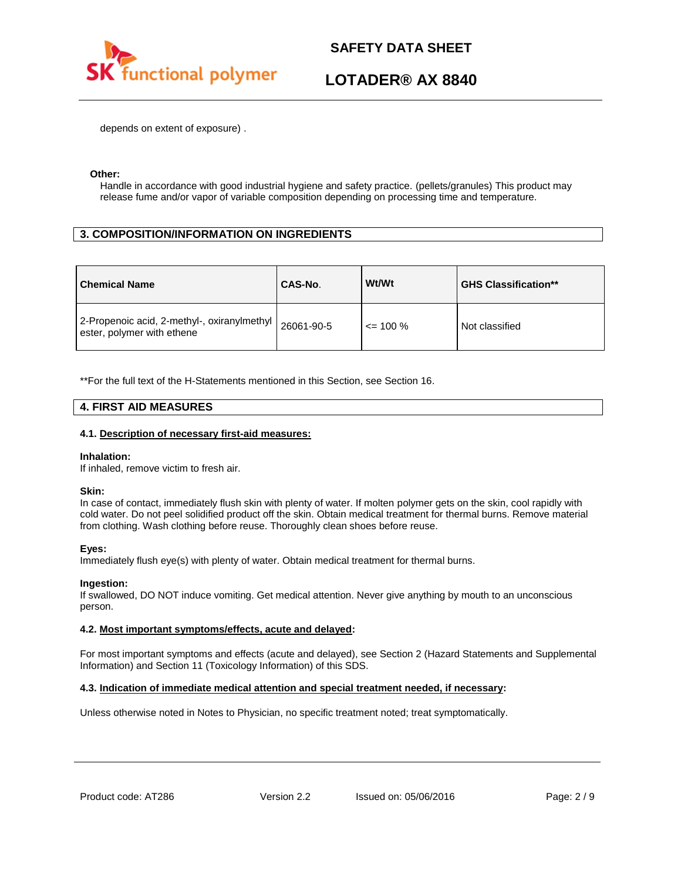depends on extent of exposure) .

**Other:**

Handle in accordance with good industrial hygiene and safety practice. (pellets/granules) This product may release fume and/or vapor of variable composition depending on processing time and temperature.

## 3. COMPOSITION/INFORMATION ON INGREDIENTS

| Chemical Name | CAS-No. | Wt/Wt | GHS Classification** |
|---|---|---|---|
| 2-Propenoic acid, 2-methyl-, oxiranylmethyl ester, polymer with ethene | 26061-90-5 | <= 100 % | Not classified |

**For the full text of the H-Statements mentioned in this Section, see Section 16.

## 4. FIRST AID MEASURES

### 4.1. Description of necessary first-aid measures:

**Inhalation:**
If inhaled, remove victim to fresh air.

**Skin:**
In case of contact, immediately flush skin with plenty of water. If molten polymer gets on the skin, cool rapidly with cold water. Do not peel solidified product off the skin. Obtain medical treatment for thermal burns. Remove material from clothing. Wash clothing before reuse. Thoroughly clean shoes before reuse.

**Eyes:**
Immediately flush eye(s) with plenty of water. Obtain medical treatment for thermal burns.

**Ingestion:**
If swallowed, DO NOT induce vomiting. Get medical attention. Never give anything by mouth to an unconscious person.

### 4.2. Most important symptoms/effects, acute and delayed:

For most important symptoms and effects (acute and delayed), see Section 2 (Hazard Statements and Supplemental Information) and Section 11 (Toxicology Information) of this SDS.

### 4.3. Indication of immediate medical attention and special treatment needed, if necessary:

Unless otherwise noted in Notes to Physician, no specific treatment noted; treat symptomatically.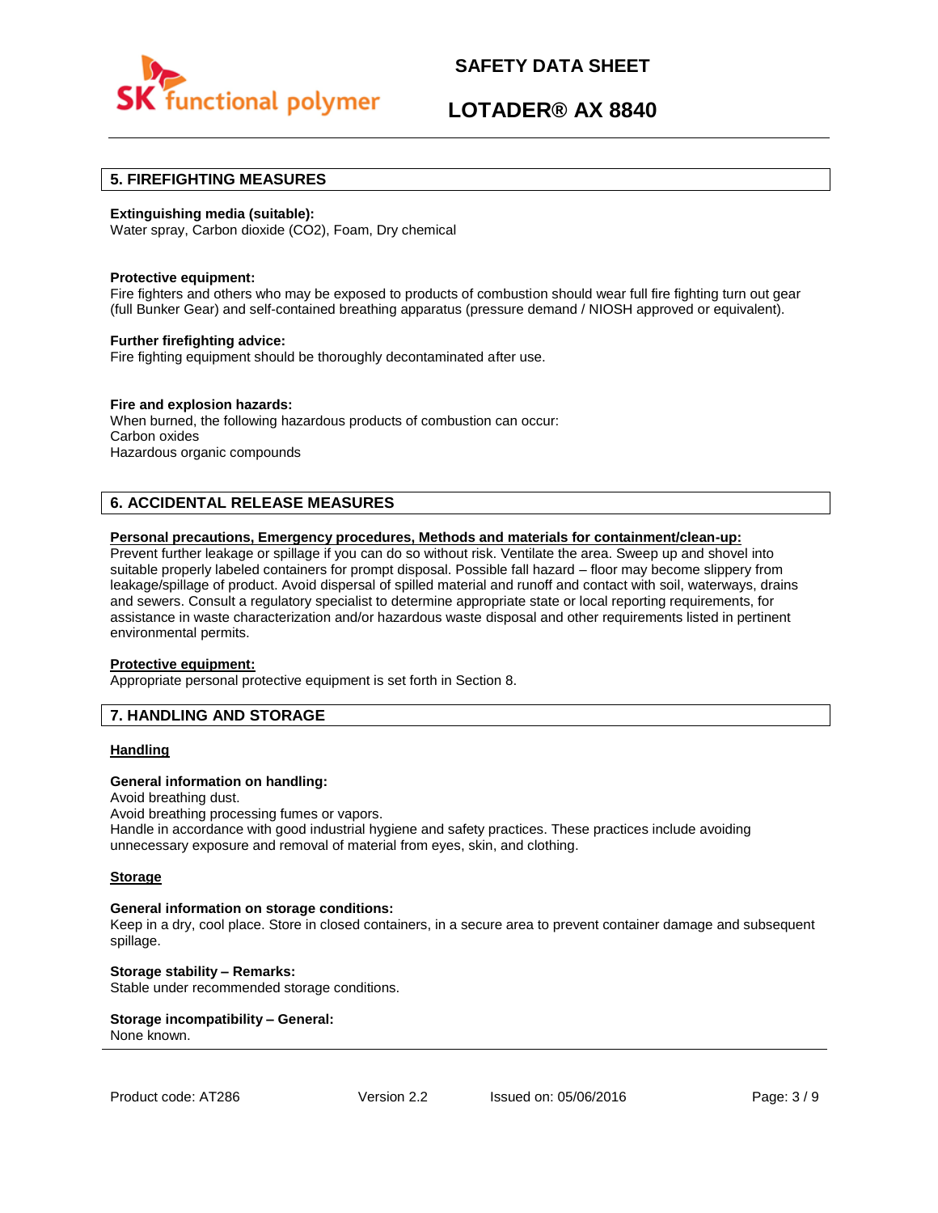## 5. FIREFIGHTING MEASURES

**Extinguishing media (suitable):**
Water spray, Carbon dioxide ($CO_2$), Foam, Dry chemical

**Protective equipment:**
Fire fighters and others who may be exposed to products of combustion should wear full fire fighting turn out gear (full Bunker Gear) and self-contained breathing apparatus (pressure demand / NIOSH approved or equivalent).

**Further firefighting advice:**
Fire fighting equipment should be thoroughly decontaminated after use.

**Fire and explosion hazards:**
When burned, the following hazardous products of combustion can occur:
Carbon oxides
Hazardous organic compounds

## 6. ACCIDENTAL RELEASE MEASURES

**Personal precautions, Emergency procedures, Methods and materials for containment/clean-up:**
Prevent further leakage or spillage if you can do so without risk. Ventilate the area. Sweep up and shovel into suitable properly labeled containers for prompt disposal. Possible fall hazard – floor may become slippery from leakage/spillage of product. Avoid dispersal of spilled material and runoff and contact with soil, waterways, drains and sewers. Consult a regulatory specialist to determine appropriate state or local reporting requirements, for assistance in waste characterization and/or hazardous waste disposal and other requirements listed in pertinent environmental permits.

**Protective equipment:**
Appropriate personal protective equipment is set forth in Section 8.

## 7. HANDLING AND STORAGE

**Handling**

**General information on handling:**
Avoid breathing dust.
Avoid breathing processing fumes or vapors.
Handle in accordance with good industrial hygiene and safety practices. These practices include avoiding unnecessary exposure and removal of material from eyes, skin, and clothing.

**Storage**

**General information on storage conditions:**
Keep in a dry, cool place. Store in closed containers, in a secure area to prevent container damage and subsequent spillage.

**Storage stability – Remarks:**
Stable under recommended storage conditions.

**Storage incompatibility – General:**
None known.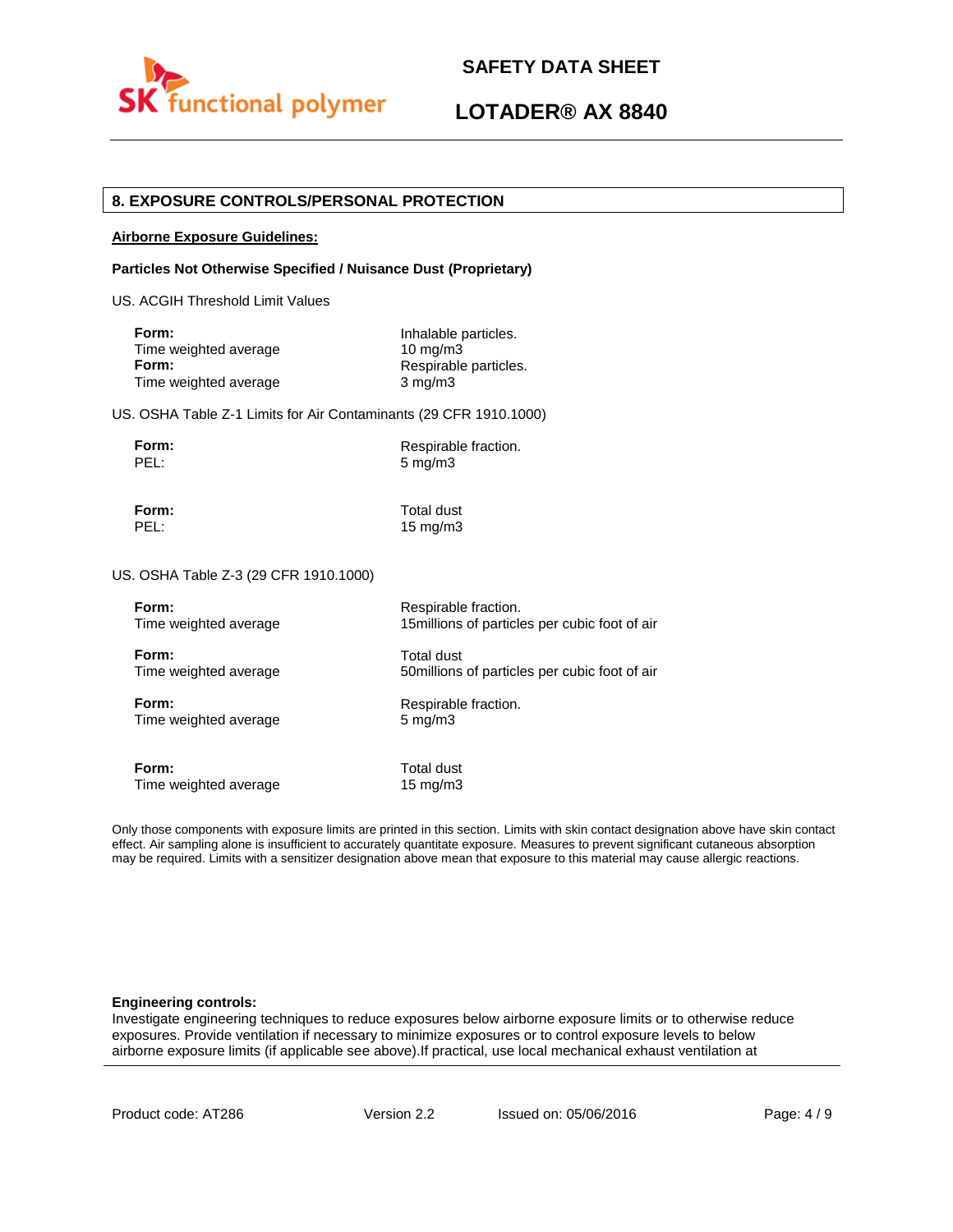## 8. EXPOSURE CONTROLS/PERSONAL PROTECTION

**Airborne Exposure Guidelines:**

**Particles Not Otherwise Specified / Nuisance Dust (Proprietary)**

US. ACGIH Threshold Limit Values

| | |
|---|---|
| **Form:** | Inhalable particles. |
| Time weighted average | 10 mg/m3 |
| **Form:** | Respirable particles. |
| Time weighted average | 3 mg/m3 |

US. OSHA Table Z-1 Limits for Air Contaminants (29 CFR 1910.1000)

| | |
|---|---|
| **Form:** | Respirable fraction. |
| PEL: | 5 mg/m3 |
| **Form:** | Total dust |
| PEL: | 15 mg/m3 |

US. OSHA Table Z-3 (29 CFR 1910.1000)

| | |
|---|---|
| **Form:** | Respirable fraction. |
| Time weighted average | 15millions of particles per cubic foot of air |
| **Form:** | Total dust |
| Time weighted average | 50millions of particles per cubic foot of air |
| **Form:** | Respirable fraction. |
| Time weighted average | 5 mg/m3 |
| **Form:** | Total dust |
| Time weighted average | 15 mg/m3 |

Only those components with exposure limits are printed in this section. Limits with skin contact designation above have skin contact effect. Air sampling alone is insufficient to accurately quantitate exposure. Measures to prevent significant cutaneous absorption may be required. Limits with a sensitizer designation above mean that exposure to this material may cause allergic reactions.

**Engineering controls:**
Investigate engineering techniques to reduce exposures below airborne exposure limits or to otherwise reduce exposures. Provide ventilation if necessary to minimize exposures or to control exposure levels to below airborne exposure limits (if applicable see above).If practical, use local mechanical exhaust ventilation at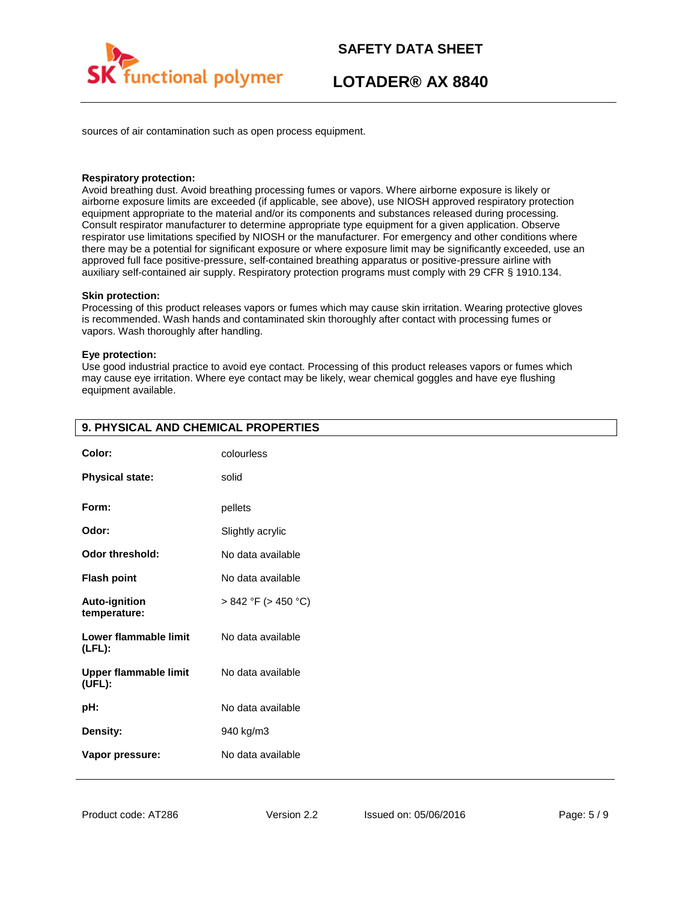sources of air contamination such as open process equipment.

**Respiratory protection:**
Avoid breathing dust. Avoid breathing processing fumes or vapors. Where airborne exposure is likely or airborne exposure limits are exceeded (if applicable, see above), use NIOSH approved respiratory protection equipment appropriate to the material and/or its components and substances released during processing. Consult respirator manufacturer to determine appropriate type equipment for a given application. Observe respirator use limitations specified by NIOSH or the manufacturer. For emergency and other conditions where there may be a potential for significant exposure or where exposure limit may be significantly exceeded, use an approved full face positive-pressure, self-contained breathing apparatus or positive-pressure airline with auxiliary self-contained air supply. Respiratory protection programs must comply with 29 CFR § 1910.134.

**Skin protection:**
Processing of this product releases vapors or fumes which may cause skin irritation. Wearing protective gloves is recommended. Wash hands and contaminated skin thoroughly after contact with processing fumes or vapors. Wash thoroughly after handling.

**Eye protection:**
Use good industrial practice to avoid eye contact. Processing of this product releases vapors or fumes which may cause eye irritation. Where eye contact may be likely, wear chemical goggles and have eye flushing equipment available.

## 9. PHYSICAL AND CHEMICAL PROPERTIES

| | |
|---|---|
| **Color:** | colourless |
| **Physical state:** | solid |
| **Form:** | pellets |
| **Odor:** | Slightly acrylic |
| **Odor threshold:** | No data available |
| **Flash point** | No data available |
| **Auto-ignition temperature:** | > 842 °F (> 450 °C) |
| **Lower flammable limit (LFL):** | No data available |
| **Upper flammable limit (UFL):** | No data available |
| **pH:** | No data available |
| **Density:** | 940 kg/m3 |
| **Vapor pressure:** | No data available |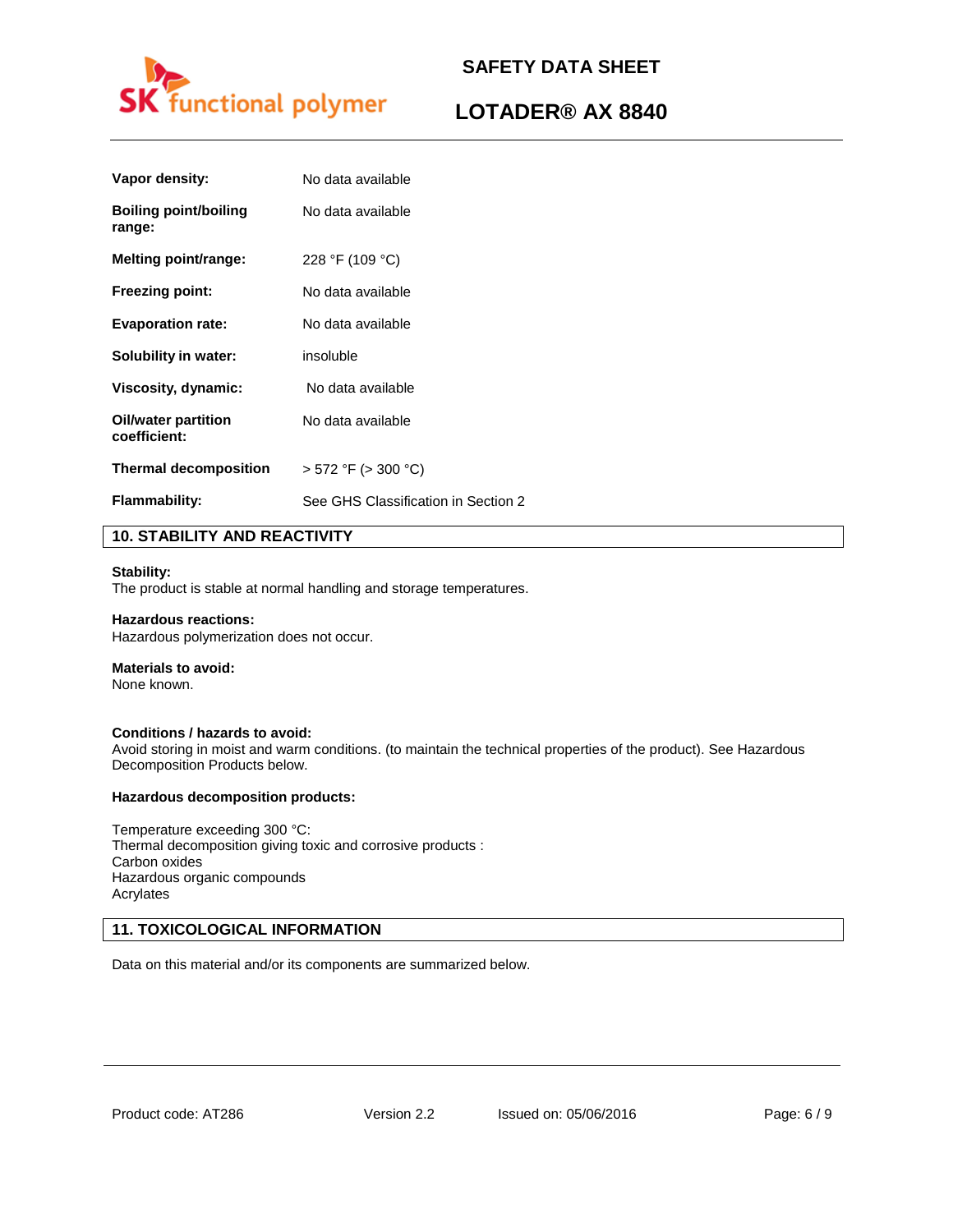| | |
|---|---|
| **Vapor density:** | No data available |
| **Boiling point/boiling range:** | No data available |
| **Melting point/range:** | 228 °F (109 °C) |
| **Freezing point:** | No data available |
| **Evaporation rate:** | No data available |
| **Solubility in water:** | insoluble |
| **Viscosity, dynamic:** | No data available |
| **Oil/water partition coefficient:** | No data available |
| **Thermal decomposition** | > 572 °F (> 300 °C) |
| **Flammability:** | See GHS Classification in Section 2 |

## 10. STABILITY AND REACTIVITY

**Stability:**
The product is stable at normal handling and storage temperatures.

**Hazardous reactions:**
Hazardous polymerization does not occur.

**Materials to avoid:**
None known.

**Conditions / hazards to avoid:**
Avoid storing in moist and warm conditions. (to maintain the technical properties of the product). See Hazardous Decomposition Products below.

**Hazardous decomposition products:**

Temperature exceeding 300 °C:
Thermal decomposition giving toxic and corrosive products :
Carbon oxides
Hazardous organic compounds
Acrylates

## 11. TOXICOLOGICAL INFORMATION

Data on this material and/or its components are summarized below.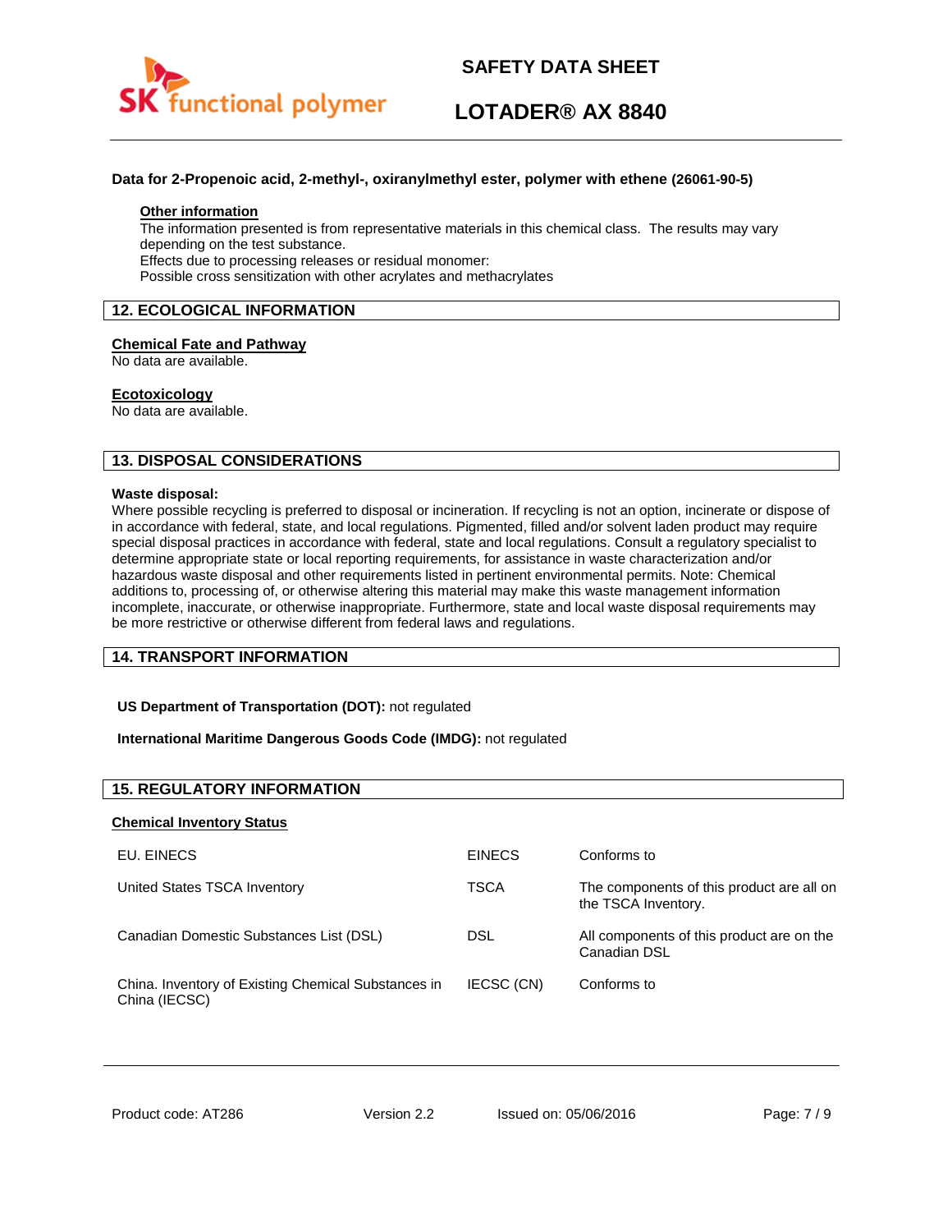**Data for 2-Propenoic acid, 2-methyl-, oxiranylmethyl ester, polymer with ethene (26061-90-5)**

**Other information**

The information presented is from representative materials in this chemical class. The results may vary depending on the test substance.
Effects due to processing releases or residual monomer:
Possible cross sensitization with other acrylates and methacrylates

## 12. ECOLOGICAL INFORMATION

**Chemical Fate and Pathway**

No data are available.

**Ecotoxicology**

No data are available.

## 13. DISPOSAL CONSIDERATIONS

**Waste disposal:**

Where possible recycling is preferred to disposal or incineration. If recycling is not an option, incinerate or dispose of in accordance with federal, state, and local regulations. Pigmented, filled and/or solvent laden product may require special disposal practices in accordance with federal, state and local regulations. Consult a regulatory specialist to determine appropriate state or local reporting requirements, for assistance in waste characterization and/or hazardous waste disposal and other requirements listed in pertinent environmental permits. Note: Chemical additions to, processing of, or otherwise altering this material may make this waste management information incomplete, inaccurate, or otherwise inappropriate. Furthermore, state and local waste disposal requirements may be more restrictive or otherwise different from federal laws and regulations.

## 14. TRANSPORT INFORMATION

**US Department of Transportation (DOT):** not regulated

**International Maritime Dangerous Goods Code (IMDG):** not regulated

## 15. REGULATORY INFORMATION

**Chemical Inventory Status**

| | | |
|---|---|---|
| EU. EINECS | EINECS | Conforms to |
| United States TSCA Inventory | TSCA | The components of this product are all on the TSCA Inventory. |
| Canadian Domestic Substances List (DSL) | DSL | All components of this product are on the Canadian DSL |
| China. Inventory of Existing Chemical Substances in China (IECSC) | IECSC (CN) | Conforms to |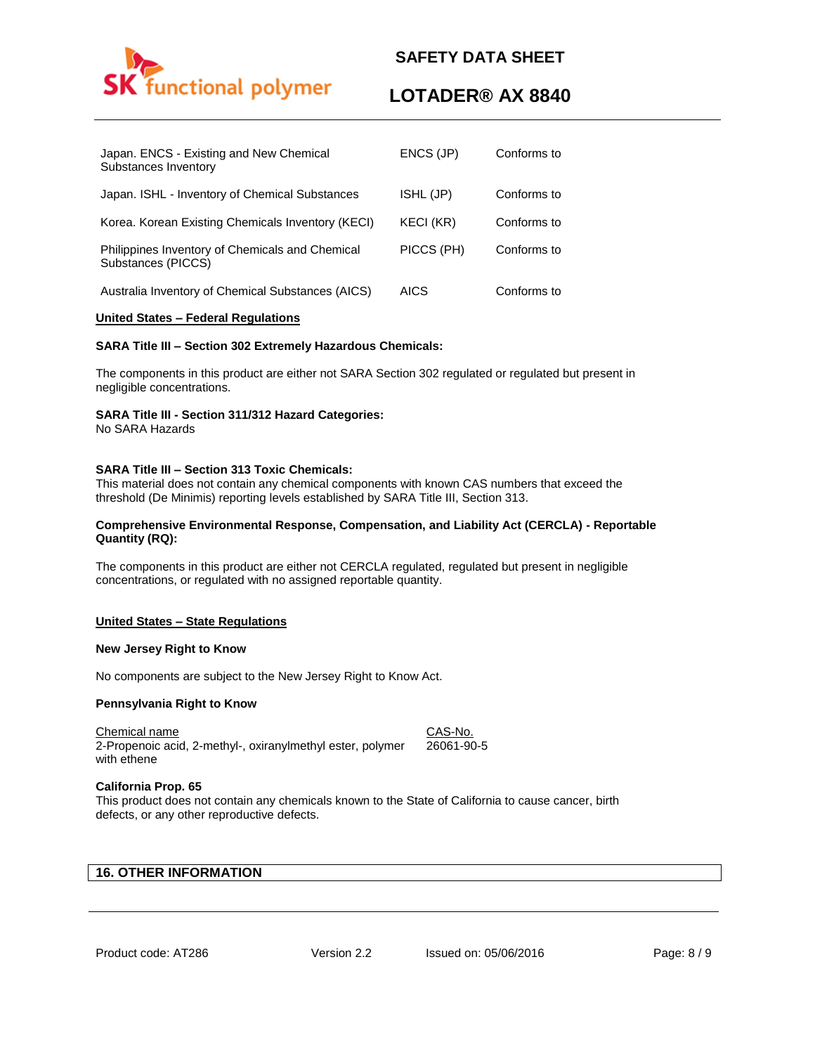| | | |
|---|---|---|
| Japan. ENCS - Existing and New Chemical Substances Inventory | ENCS (JP) | Conforms to |
| Japan. ISHL - Inventory of Chemical Substances | ISHL (JP) | Conforms to |
| Korea. Korean Existing Chemicals Inventory (KECI) | KECI (KR) | Conforms to |
| Philippines Inventory of Chemicals and Chemical Substances (PICCS) | PICCS (PH) | Conforms to |
| Australia Inventory of Chemical Substances (AICS) | AICS | Conforms to |

**United States – Federal Regulations**

**SARA Title III – Section 302 Extremely Hazardous Chemicals:**

The components in this product are either not SARA Section 302 regulated or regulated but present in negligible concentrations.

**SARA Title III - Section 311/312 Hazard Categories:**
No SARA Hazards

**SARA Title III – Section 313 Toxic Chemicals:**
This material does not contain any chemical components with known CAS numbers that exceed the threshold (De Minimis) reporting levels established by SARA Title III, Section 313.

**Comprehensive Environmental Response, Compensation, and Liability Act (CERCLA) - Reportable Quantity (RQ):**

The components in this product are either not CERCLA regulated, regulated but present in negligible concentrations, or regulated with no assigned reportable quantity.

**United States – State Regulations**

**New Jersey Right to Know**

No components are subject to the New Jersey Right to Know Act.

**Pennsylvania Right to Know**

| Chemical name | CAS-No. |
|---|---|
| 2-Propenoic acid, 2-methyl-, oxiranylmethyl ester, polymer with ethene | 26061-90-5 |

**California Prop. 65**
This product does not contain any chemicals known to the State of California to cause cancer, birth defects, or any other reproductive defects.

## 16. OTHER INFORMATION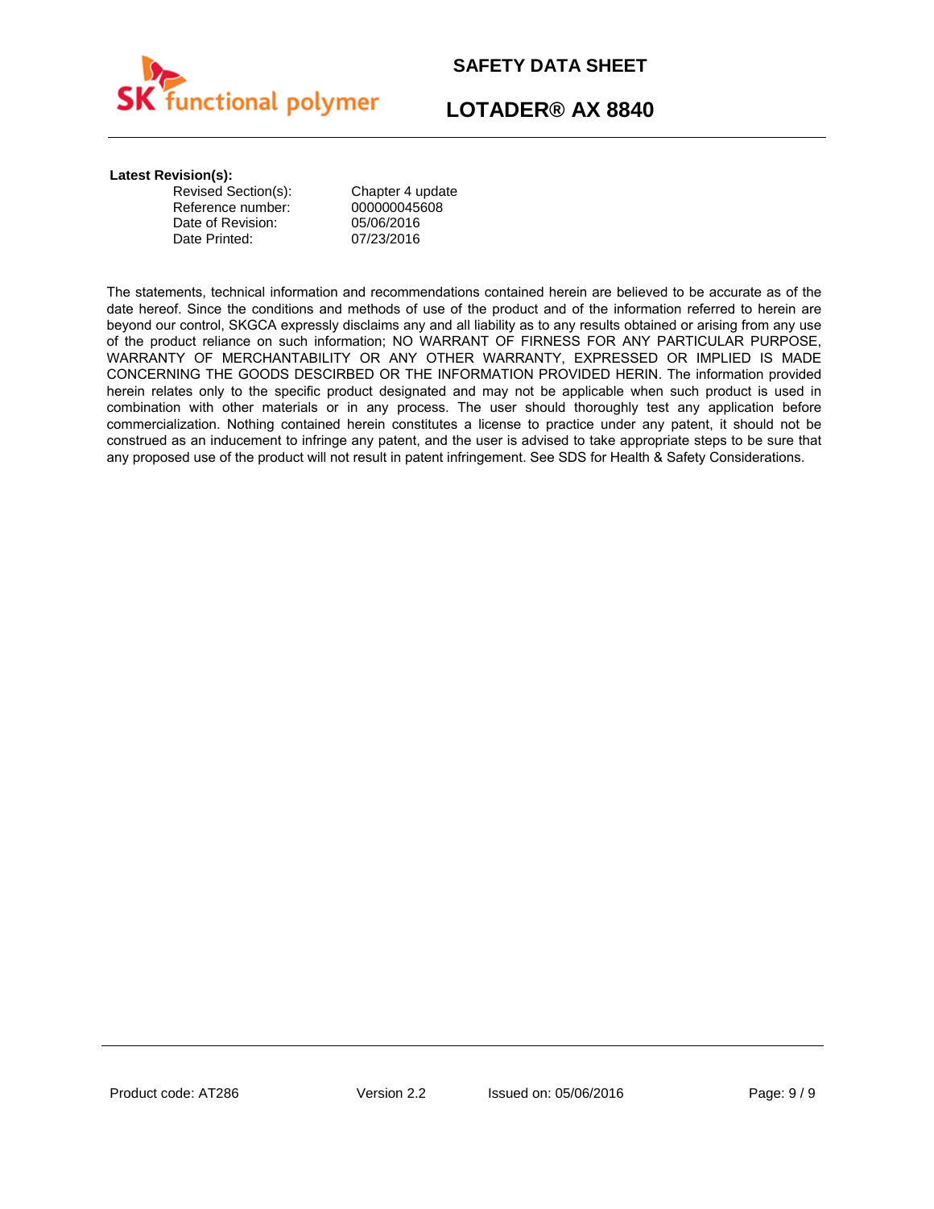**Latest Revision(s):**

| | |
|---|---|
| Revised Section(s): | Chapter 4 update |
| Reference number: | 000000045608 |
| Date of Revision: | 05/06/2016 |
| Date Printed: | 07/23/2016 |

The statements, technical information and recommendations contained herein are believed to be accurate as of the date hereof. Since the conditions and methods of use of the product and of the information referred to herein are beyond our control, SKGCA expressly disclaims any and all liability as to any results obtained or arising from any use of the product reliance on such information; NO WARRANT OF FIRNESS FOR ANY PARTICULAR PURPOSE, WARRANTY OF MERCHANTABILITY OR ANY OTHER WARRANTY, EXPRESSED OR IMPLIED IS MADE CONCERNING THE GOODS DESCIRBED OR THE INFORMATION PROVIDED HERIN. The information provided herein relates only to the specific product designated and may not be applicable when such product is used in combination with other materials or in any process. The user should thoroughly test any application before commercialization. Nothing contained herein constitutes a license to practice under any patent, it should not be construed as an inducement to infringe any patent, and the user is advised to take appropriate steps to be sure that any proposed use of the product will not result in patent infringement. See SDS for Health & Safety Considerations.